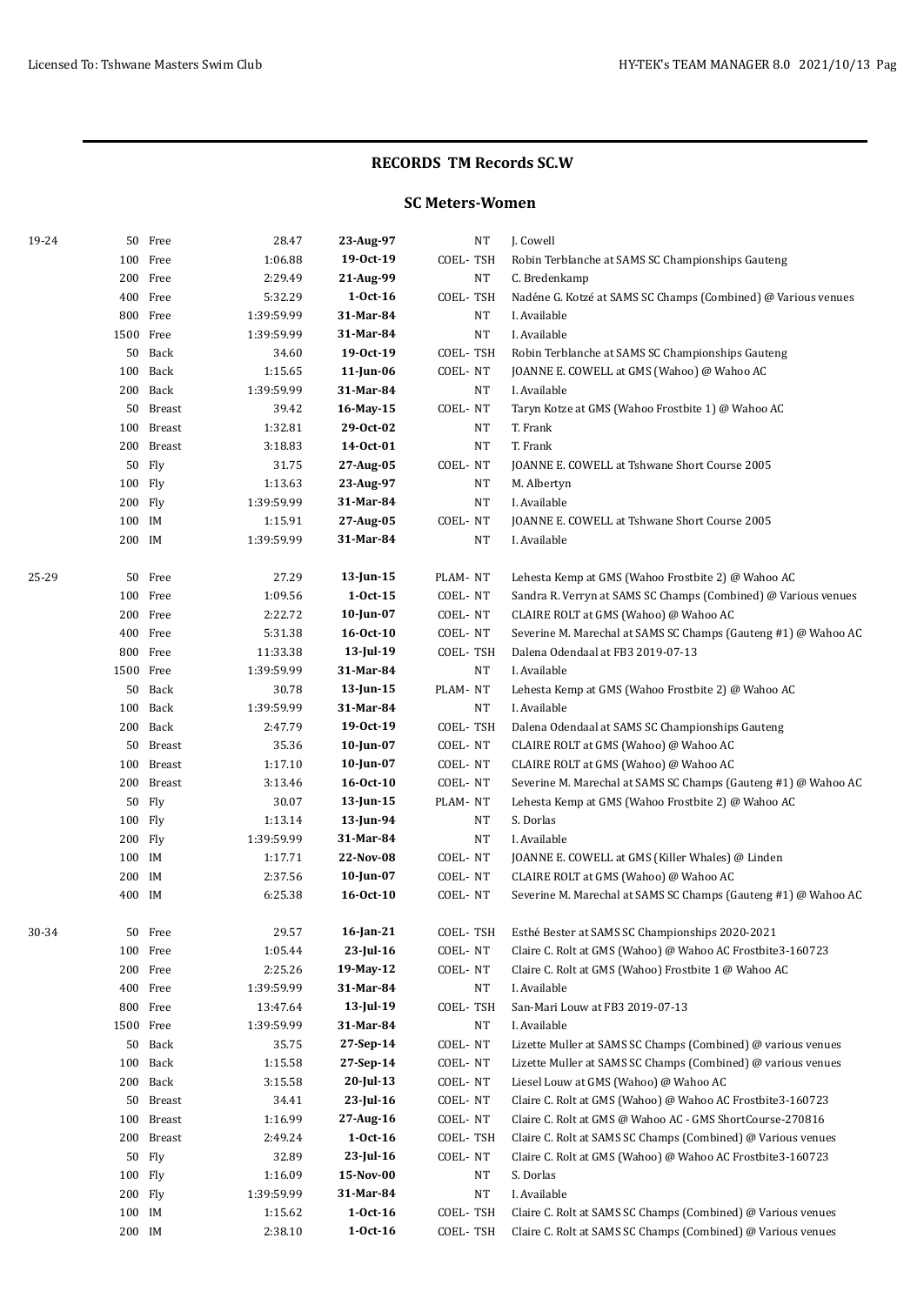## RECORDS TM Records SC.W

### SC Meters-Women

| Age Group | Distance | Stroke | Time | Date | Team | Holder |
|---|---|---|---|---|---|---|
| 19-24 | 50 | Free | 28.47 | **23-Aug-97** | NT | J. Cowell |
| | 100 | Free | 1:06.88 | **19-Oct-19** | COEL- TSH | Robin Terblanche at SAMS SC Championships Gauteng |
| | 200 | Free | 2:29.49 | **21-Aug-99** | NT | C. Bredenkamp |
| | 400 | Free | 5:32.29 | **1-Oct-16** | COEL- TSH | Nadéne G. Kotzé at SAMS SC Champs (Combined) @ Various venues |
| | 800 | Free | 1:39:59.99 | **31-Mar-84** | NT | I. Available |
| | 1500 | Free | 1:39:59.99 | **31-Mar-84** | NT | I. Available |
| | 50 | Back | 34.60 | **19-Oct-19** | COEL- TSH | Robin Terblanche at SAMS SC Championships Gauteng |
| | 100 | Back | 1:15.65 | **11-Jun-06** | COEL- NT | JOANNE E. COWELL at GMS (Wahoo) @ Wahoo AC |
| | 200 | Back | 1:39:59.99 | **31-Mar-84** | NT | I. Available |
| | 50 | Breast | 39.42 | **16-May-15** | COEL- NT | Taryn Kotze at GMS (Wahoo Frostbite 1) @ Wahoo AC |
| | 100 | Breast | 1:32.81 | **29-Oct-02** | NT | T. Frank |
| | 200 | Breast | 3:18.83 | **14-Oct-01** | NT | T. Frank |
| | 50 | Fly | 31.75 | **27-Aug-05** | COEL- NT | JOANNE E. COWELL at Tshwane Short Course 2005 |
| | 100 | Fly | 1:13.63 | **23-Aug-97** | NT | M. Albertyn |
| | 200 | Fly | 1:39:59.99 | **31-Mar-84** | NT | I. Available |
| | 100 | IM | 1:15.91 | **27-Aug-05** | COEL- NT | JOANNE E. COWELL at Tshwane Short Course 2005 |
| | 200 | IM | 1:39:59.99 | **31-Mar-84** | NT | I. Available |
| 25-29 | 50 | Free | 27.29 | **13-Jun-15** | PLAM- NT | Lehesta Kemp at GMS (Wahoo Frostbite 2) @ Wahoo AC |
| | 100 | Free | 1:09.56 | **1-Oct-15** | COEL- NT | Sandra R. Verryn at SAMS SC Champs (Combined) @ Various venues |
| | 200 | Free | 2:22.72 | **10-Jun-07** | COEL- NT | CLAIRE ROLT at GMS (Wahoo) @ Wahoo AC |
| | 400 | Free | 5:31.38 | **16-Oct-10** | COEL- NT | Severine M. Marechal at SAMS SC Champs (Gauteng #1) @ Wahoo AC |
| | 800 | Free | 11:33.38 | **13-Jul-19** | COEL- TSH | Dalena Odendaal at FB3 2019-07-13 |
| | 1500 | Free | 1:39:59.99 | **31-Mar-84** | NT | I. Available |
| | 50 | Back | 30.78 | **13-Jun-15** | PLAM- NT | Lehesta Kemp at GMS (Wahoo Frostbite 2) @ Wahoo AC |
| | 100 | Back | 1:39:59.99 | **31-Mar-84** | NT | I. Available |
| | 200 | Back | 2:47.79 | **19-Oct-19** | COEL- TSH | Dalena Odendaal at SAMS SC Championships Gauteng |
| | 50 | Breast | 35.36 | **10-Jun-07** | COEL- NT | CLAIRE ROLT at GMS (Wahoo) @ Wahoo AC |
| | 100 | Breast | 1:17.10 | **10-Jun-07** | COEL- NT | CLAIRE ROLT at GMS (Wahoo) @ Wahoo AC |
| | 200 | Breast | 3:13.46 | **16-Oct-10** | COEL- NT | Severine M. Marechal at SAMS SC Champs (Gauteng #1) @ Wahoo AC |
| | 50 | Fly | 30.07 | **13-Jun-15** | PLAM- NT | Lehesta Kemp at GMS (Wahoo Frostbite 2) @ Wahoo AC |
| | 100 | Fly | 1:13.14 | **13-Jun-94** | NT | S. Dorlas |
| | 200 | Fly | 1:39:59.99 | **31-Mar-84** | NT | I. Available |
| | 100 | IM | 1:17.71 | **22-Nov-08** | COEL- NT | JOANNE E. COWELL at GMS (Killer Whales) @ Linden |
| | 200 | IM | 2:37.56 | **10-Jun-07** | COEL- NT | CLAIRE ROLT at GMS (Wahoo) @ Wahoo AC |
| | 400 | IM | 6:25.38 | **16-Oct-10** | COEL- NT | Severine M. Marechal at SAMS SC Champs (Gauteng #1) @ Wahoo AC |
| 30-34 | 50 | Free | 29.57 | **16-Jan-21** | COEL- TSH | Esthé Bester at SAMS SC Championships 2020-2021 |
| | 100 | Free | 1:05.44 | **23-Jul-16** | COEL- NT | Claire C. Rolt at GMS (Wahoo) @ Wahoo AC Frostbite3-160723 |
| | 200 | Free | 2:25.26 | **19-May-12** | COEL- NT | Claire C. Rolt at GMS (Wahoo) Frostbite 1 @ Wahoo AC |
| | 400 | Free | 1:39:59.99 | **31-Mar-84** | NT | I. Available |
| | 800 | Free | 13:47.64 | **13-Jul-19** | COEL- TSH | San-Mari Louw at FB3 2019-07-13 |
| | 1500 | Free | 1:39:59.99 | **31-Mar-84** | NT | I. Available |
| | 50 | Back | 35.75 | **27-Sep-14** | COEL- NT | Lizette Muller at SAMS SC Champs (Combined) @ various venues |
| | 100 | Back | 1:15.58 | **27-Sep-14** | COEL- NT | Lizette Muller at SAMS SC Champs (Combined) @ various venues |
| | 200 | Back | 3:15.58 | **20-Jul-13** | COEL- NT | Liesel Louw at GMS (Wahoo) @ Wahoo AC |
| | 50 | Breast | 34.41 | **23-Jul-16** | COEL- NT | Claire C. Rolt at GMS (Wahoo) @ Wahoo AC Frostbite3-160723 |
| | 100 | Breast | 1:16.99 | **27-Aug-16** | COEL- NT | Claire C. Rolt at GMS @ Wahoo AC - GMS ShortCourse-270816 |
| | 200 | Breast | 2:49.24 | **1-Oct-16** | COEL- TSH | Claire C. Rolt at SAMS SC Champs (Combined) @ Various venues |
| | 50 | Fly | 32.89 | **23-Jul-16** | COEL- NT | Claire C. Rolt at GMS (Wahoo) @ Wahoo AC Frostbite3-160723 |
| | 100 | Fly | 1:16.09 | **15-Nov-00** | NT | S. Dorlas |
| | 200 | Fly | 1:39:59.99 | **31-Mar-84** | NT | I. Available |
| | 100 | IM | 1:15.62 | **1-Oct-16** | COEL- TSH | Claire C. Rolt at SAMS SC Champs (Combined) @ Various venues |
| | 200 | IM | 2:38.10 | **1-Oct-16** | COEL- TSH | Claire C. Rolt at SAMS SC Champs (Combined) @ Various venues |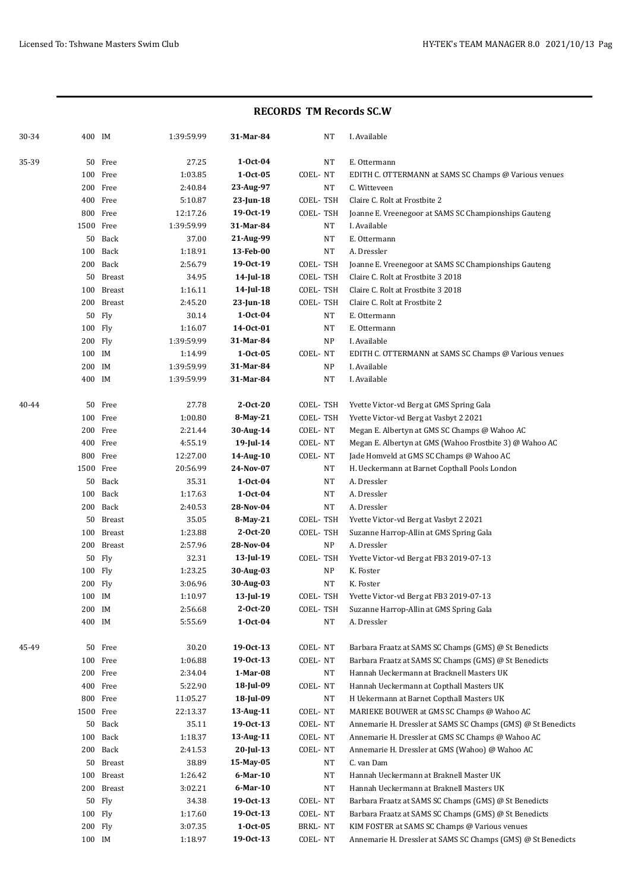## RECORDS TM Records SC.W

| Age | Event | | Time | Date | Code | Holder |
|---|---|---|---|---|---|---|
| 30-34 | 400 | IM | 1:39:59.99 | **31-Mar-84** | NT | I. Available |
| 35-39 | 50 | Free | 27.25 | **1-Oct-04** | NT | E. Ottermann |
| | 100 | Free | 1:03.85 | **1-Oct-05** | COEL- NT | EDITH C. OTTERMANN at SAMS SC Champs @ Various venues |
| | 200 | Free | 2:40.84 | **23-Aug-97** | NT | C. Witteveen |
| | 400 | Free | 5:10.87 | **23-Jun-18** | COEL- TSH | Claire C. Rolt at Frostbite 2 |
| | 800 | Free | 12:17.26 | **19-Oct-19** | COEL- TSH | Joanne E. Vreenegoor at SAMS SC Championships Gauteng |
| | 1500 | Free | 1:39:59.99 | **31-Mar-84** | NT | I. Available |
| | 50 | Back | 37.00 | **21-Aug-99** | NT | E. Ottermann |
| | 100 | Back | 1:18.91 | **13-Feb-00** | NT | A. Dressler |
| | 200 | Back | 2:56.79 | **19-Oct-19** | COEL- TSH | Joanne E. Vreenegoor at SAMS SC Championships Gauteng |
| | 50 | Breast | 34.95 | **14-Jul-18** | COEL- TSH | Claire C. Rolt at Frostbite 3 2018 |
| | 100 | Breast | 1:16.11 | **14-Jul-18** | COEL- TSH | Claire C. Rolt at Frostbite 3 2018 |
| | 200 | Breast | 2:45.20 | **23-Jun-18** | COEL- TSH | Claire C. Rolt at Frostbite 2 |
| | 50 | Fly | 30.14 | **1-Oct-04** | NT | E. Ottermann |
| | 100 | Fly | 1:16.07 | **14-Oct-01** | NT | E. Ottermann |
| | 200 | Fly | 1:39:59.99 | **31-Mar-84** | NP | I. Available |
| | 100 | IM | 1:14.99 | **1-Oct-05** | COEL- NT | EDITH C. OTTERMANN at SAMS SC Champs @ Various venues |
| | 200 | IM | 1:39:59.99 | **31-Mar-84** | NP | I. Available |
| | 400 | IM | 1:39:59.99 | **31-Mar-84** | NT | I. Available |
| 40-44 | 50 | Free | 27.78 | **2-Oct-20** | COEL- TSH | Yvette Victor-vd Berg at GMS Spring Gala |
| | 100 | Free | 1:00.80 | **8-May-21** | COEL- TSH | Yvette Victor-vd Berg at Vasbyt 2 2021 |
| | 200 | Free | 2:21.44 | **30-Aug-14** | COEL- NT | Megan E. Albertyn at GMS SC Champs @ Wahoo AC |
| | 400 | Free | 4:55.19 | **19-Jul-14** | COEL- NT | Megan E. Albertyn at GMS (Wahoo Frostbite 3) @ Wahoo AC |
| | 800 | Free | 12:27.00 | **14-Aug-10** | COEL- NT | Jade Homveld at GMS SC Champs @ Wahoo AC |
| | 1500 | Free | 20:56.99 | **24-Nov-07** | NT | H. Ueckermann at Barnet Copthall Pools London |
| | 50 | Back | 35.31 | **1-Oct-04** | NT | A. Dressler |
| | 100 | Back | 1:17.63 | **1-Oct-04** | NT | A. Dressler |
| | 200 | Back | 2:40.53 | **28-Nov-04** | NT | A. Dressler |
| | 50 | Breast | 35.05 | **8-May-21** | COEL- TSH | Yvette Victor-vd Berg at Vasbyt 2 2021 |
| | 100 | Breast | 1:23.88 | **2-Oct-20** | COEL- TSH | Suzanne Harrop-Allin at GMS Spring Gala |
| | 200 | Breast | 2:57.96 | **28-Nov-04** | NP | A. Dressler |
| | 50 | Fly | 32.31 | **13-Jul-19** | COEL- TSH | Yvette Victor-vd Berg at FB3 2019-07-13 |
| | 100 | Fly | 1:23.25 | **30-Aug-03** | NP | K. Foster |
| | 200 | Fly | 3:06.96 | **30-Aug-03** | NT | K. Foster |
| | 100 | IM | 1:10.97 | **13-Jul-19** | COEL- TSH | Yvette Victor-vd Berg at FB3 2019-07-13 |
| | 200 | IM | 2:56.68 | **2-Oct-20** | COEL- TSH | Suzanne Harrop-Allin at GMS Spring Gala |
| | 400 | IM | 5:55.69 | **1-Oct-04** | NT | A. Dressler |
| 45-49 | 50 | Free | 30.20 | **19-Oct-13** | COEL- NT | Barbara Fraatz at SAMS SC Champs (GMS) @ St Benedicts |
| | 100 | Free | 1:06.88 | **19-Oct-13** | COEL- NT | Barbara Fraatz at SAMS SC Champs (GMS) @ St Benedicts |
| | 200 | Free | 2:34.04 | **1-Mar-08** | NT | Hannah Ueckermann at Bracknell Masters UK |
| | 400 | Free | 5:22.90 | **18-Jul-09** | COEL- NT | Hannah Ueckermann at Copthall Masters UK |
| | 800 | Free | 11:05.27 | **18-Jul-09** | NT | H Uekermann at Barnet Copthall Masters UK |
| | 1500 | Free | 22:13.37 | **13-Aug-11** | COEL- NT | MARIEKE BOUWER at GMS SC Champs @ Wahoo AC |
| | 50 | Back | 35.11 | **19-Oct-13** | COEL- NT | Annemarie H. Dressler at SAMS SC Champs (GMS) @ St Benedicts |
| | 100 | Back | 1:18.37 | **13-Aug-11** | COEL- NT | Annemarie H. Dressler at GMS SC Champs @ Wahoo AC |
| | 200 | Back | 2:41.53 | **20-Jul-13** | COEL- NT | Annemarie H. Dressler at GMS (Wahoo) @ Wahoo AC |
| | 50 | Breast | 38.89 | **15-May-05** | NT | C. van Dam |
| | 100 | Breast | 1:26.42 | **6-Mar-10** | NT | Hannah Ueckermann at Braknell Master UK |
| | 200 | Breast | 3:02.21 | **6-Mar-10** | NT | Hannah Ueckermann at Braknell Masters UK |
| | 50 | Fly | 34.38 | **19-Oct-13** | COEL- NT | Barbara Fraatz at SAMS SC Champs (GMS) @ St Benedicts |
| | 100 | Fly | 1:17.60 | **19-Oct-13** | COEL- NT | Barbara Fraatz at SAMS SC Champs (GMS) @ St Benedicts |
| | 200 | Fly | 3:07.35 | **1-Oct-05** | BRKL- NT | KIM FOSTER at SAMS SC Champs @ Various venues |
| | 100 | IM | 1:18.97 | **19-Oct-13** | COEL- NT | Annemarie H. Dressler at SAMS SC Champs (GMS) @ St Benedicts |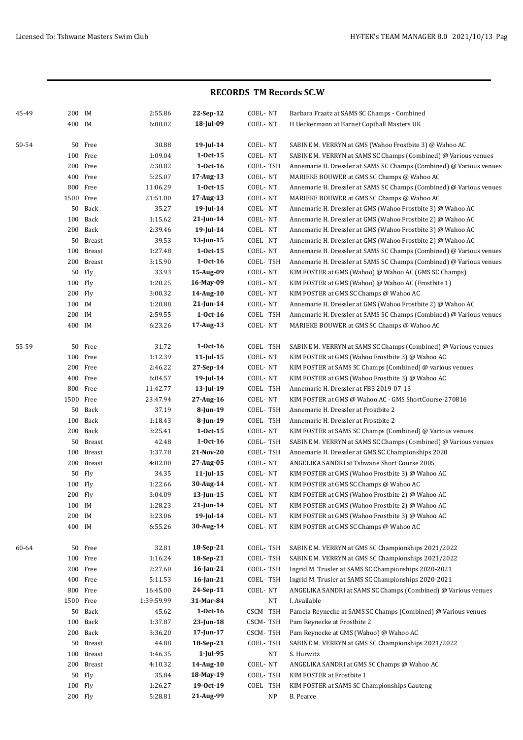## RECORDS TM Records SC.W

| Age | Distance | Stroke | Time | Date | Course | Details |
|---|---|---|---|---|---|---|
| 45-49 | 200 | IM | 2:55.86 | **22-Sep-12** | COEL- NT | Barbara Fraatz at SAMS SC Champs - Combined |
| | 400 | IM | 6:00.02 | **18-Jul-09** | COEL- NT | H Ueckermann at Barnet Copthall Masters UK |
| 50-54 | 50 | Free | 30.88 | **19-Jul-14** | COEL- NT | SABINE M. VERRYN at GMS (Wahoo Frostbite 3) @ Wahoo AC |
| | 100 | Free | 1:09.04 | **1-Oct-15** | COEL- NT | SABINE M. VERRYN at SAMS SC Champs (Combined) @ Various venues |
| | 200 | Free | 2:30.82 | **1-Oct-16** | COEL- TSH | Annemarie H. Dressler at SAMS SC Champs (Combined) @ Various venues |
| | 400 | Free | 5:25.07 | **17-Aug-13** | COEL- NT | MARIEKE BOUWER at GMS SC Champs @ Wahoo AC |
| | 800 | Free | 11:06.29 | **1-Oct-15** | COEL- NT | Annemarie H. Dressler at SAMS SC Champs (Combined) @ Various venues |
| | 1500 | Free | 21:51.00 | **17-Aug-13** | COEL- NT | MARIEKE BOUWER at GMS SC Champs @ Wahoo AC |
| | 50 | Back | 35.27 | **19-Jul-14** | COEL- NT | Annemarie H. Dressler at GMS (Wahoo Frostbite 3) @ Wahoo AC |
| | 100 | Back | 1:15.62 | **21-Jun-14** | COEL- NT | Annemarie H. Dressler at GMS (Wahoo Frostbite 2) @ Wahoo AC |
| | 200 | Back | 2:39.46 | **19-Jul-14** | COEL- NT | Annemarie H. Dressler at GMS (Wahoo Frostbite 3) @ Wahoo AC |
| | 50 | Breast | 39.53 | **13-Jun-15** | COEL- NT | Annemarie H. Dressler at GMS (Wahoo Frostbite 2) @ Wahoo AC |
| | 100 | Breast | 1:27.48 | **1-Oct-15** | COEL- NT | Annemarie H. Dressler at SAMS SC Champs (Combined) @ Various venues |
| | 200 | Breast | 3:15.90 | **1-Oct-16** | COEL- TSH | Annemarie H. Dressler at SAMS SC Champs (Combined) @ Various venues |
| | 50 | Fly | 33.93 | **15-Aug-09** | COEL- NT | KIM FOSTER at GMS (Wahoo) @ Wahoo AC (GMS SC Champs) |
| | 100 | Fly | 1:20.25 | **16-May-09** | COEL- NT | KIM FOSTER at GMS (Wahoo) @ Wahoo AC (Frostbite 1) |
| | 200 | Fly | 3:00.32 | **14-Aug-10** | COEL- NT | KIM FOSTER at GMS SC Champs @ Wahoo AC |
| | 100 | IM | 1:20.88 | **21-Jun-14** | COEL- NT | Annemarie H. Dressler at GMS (Wahoo Frostbite 2) @ Wahoo AC |
| | 200 | IM | 2:59.55 | **1-Oct-16** | COEL- TSH | Annemarie H. Dressler at SAMS SC Champs (Combined) @ Various venues |
| | 400 | IM | 6:23.26 | **17-Aug-13** | COEL- NT | MARIEKE BOUWER at GMS SC Champs @ Wahoo AC |
| 55-59 | 50 | Free | 31.72 | **1-Oct-16** | COEL- TSH | SABINE M. VERRYN at SAMS SC Champs (Combined) @ Various venues |
| | 100 | Free | 1:12.39 | **11-Jul-15** | COEL- NT | KIM FOSTER at GMS (Wahoo Frostbite 3) @ Wahoo AC |
| | 200 | Free | 2:46.22 | **27-Sep-14** | COEL- NT | KIM FOSTER at SAMS SC Champs (Combined) @ various venues |
| | 400 | Free | 6:04.57 | **19-Jul-14** | COEL- NT | KIM FOSTER at GMS (Wahoo Frostbite 3) @ Wahoo AC |
| | 800 | Free | 11:42.77 | **13-Jul-19** | COEL- TSH | Annemarie H. Dressler at FB3 2019-07-13 |
| | 1500 | Free | 23:47.94 | **27-Aug-16** | COEL- NT | KIM FOSTER at GMS @ Wahoo AC - GMS ShortCourse-270816 |
| | 50 | Back | 37.19 | **8-Jun-19** | COEL- TSH | Annemarie H. Dressler at Frostbite 2 |
| | 100 | Back | 1:18.43 | **8-Jun-19** | COEL- TSH | Annemarie H. Dressler at Frostbite 2 |
| | 200 | Back | 3:25.41 | **1-Oct-15** | COEL- NT | KIM FOSTER at SAMS SC Champs (Combined) @ Various venues |
| | 50 | Breast | 42.48 | **1-Oct-16** | COEL- TSH | SABINE M. VERRYN at SAMS SC Champs (Combined) @ Various venues |
| | 100 | Breast | 1:37.78 | **21-Nov-20** | COEL- TSH | Annemarie H. Dressler at GMS SC Championships 2020 |
| | 200 | Breast | 4:02.00 | **27-Aug-05** | COEL- NT | ANGELIKA SANDRI at Tshwane Short Course 2005 |
| | 50 | Fly | 34.35 | **11-Jul-15** | COEL- NT | KIM FOSTER at GMS (Wahoo Frostbite 3) @ Wahoo AC |
| | 100 | Fly | 1:22.66 | **30-Aug-14** | COEL- NT | KIM FOSTER at GMS SC Champs @ Wahoo AC |
| | 200 | Fly | 3:04.09 | **13-Jun-15** | COEL- NT | KIM FOSTER at GMS (Wahoo Frostbite 2) @ Wahoo AC |
| | 100 | IM | 1:28.23 | **21-Jun-14** | COEL- NT | KIM FOSTER at GMS (Wahoo Frostbite 2) @ Wahoo AC |
| | 200 | IM | 3:23.06 | **19-Jul-14** | COEL- NT | KIM FOSTER at GMS (Wahoo Frostbite 3) @ Wahoo AC |
| | 400 | IM | 6:55.26 | **30-Aug-14** | COEL- NT | KIM FOSTER at GMS SC Champs @ Wahoo AC |
| 60-64 | 50 | Free | 32.81 | **18-Sep-21** | COEL- TSH | SABINE M. VERRYN at GMS SC Championships 2021/2022 |
| | 100 | Free | 1:16.24 | **18-Sep-21** | COEL- TSH | SABINE M. VERRYN at GMS SC Championships 2021/2022 |
| | 200 | Free | 2:27.60 | **16-Jan-21** | COEL- TSH | Ingrid M. Trusler at SAMS SC Championships 2020-2021 |
| | 400 | Free | 5:11.53 | **16-Jan-21** | COEL- TSH | Ingrid M. Trusler at SAMS SC Championships 2020-2021 |
| | 800 | Free | 16:45.00 | **24-Sep-11** | COEL- NT | ANGELIKA SANDRI at SAMS SC Champs (Combined) @ Various venues |
| | 1500 | Free | 1:39:59.99 | **31-Mar-84** | NT | I. Available |
| | 50 | Back | 45.62 | **1-Oct-16** | CSCM- TSH | Pamela Reynecke at SAMS SC Champs (Combined) @ Various venues |
| | 100 | Back | 1:37.87 | **23-Jun-18** | CSCM- TSH | Pam Reynecke at Frostbite 2 |
| | 200 | Back | 3:36.20 | **17-Jun-17** | CSCM- TSH | Pam Reynecke at GMS (Wahoo) @ Wahoo AC |
| | 50 | Breast | 44.88 | **18-Sep-21** | COEL- TSH | SABINE M. VERRYN at GMS SC Championships 2021/2022 |
| | 100 | Breast | 1:46.35 | **1-Jul-95** | NT | S. Hurwitz |
| | 200 | Breast | 4:10.32 | **14-Aug-10** | COEL- NT | ANGELIKA SANDRI at GMS SC Champs @ Wahoo AC |
| | 50 | Fly | 35.84 | **18-May-19** | COEL- TSH | KIM FOSTER at Frostbite 1 |
| | 100 | Fly | 1:26.27 | **19-Oct-19** | COEL- TSH | KIM FOSTER at SAMS SC Championships Gauteng |
| | 200 | Fly | 5:28.81 | **21-Aug-99** | NP | B. Pearce |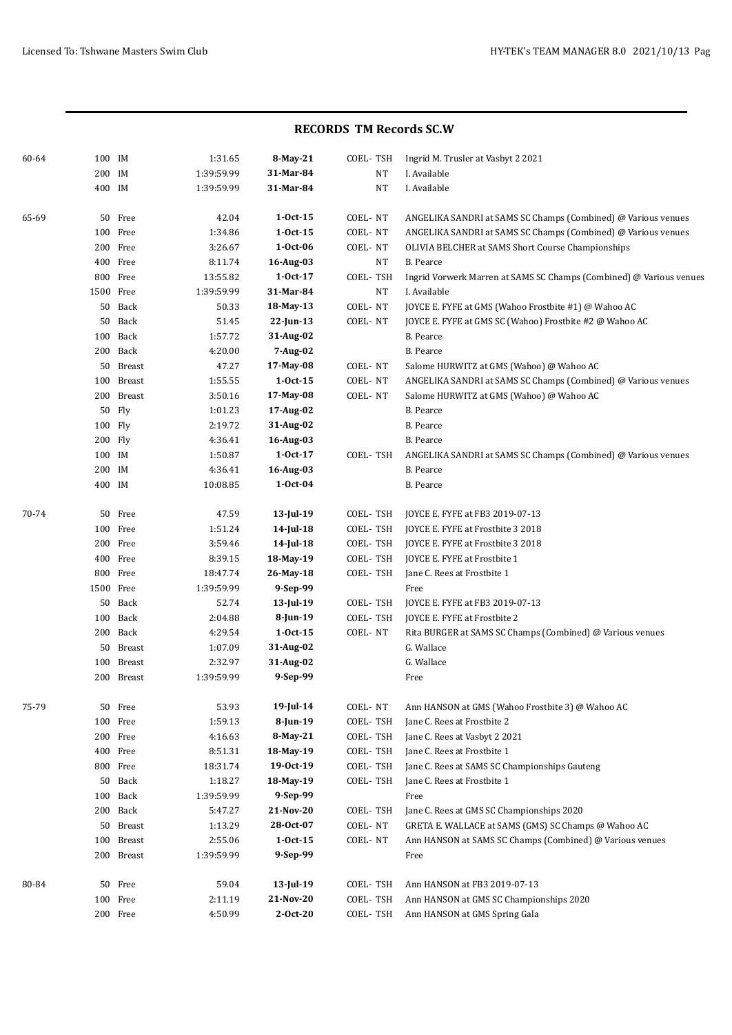## RECORDS TM Records SC.W

| | | | | | | |
|---|---|---|---|---|---|---|
| 60-64 | 100 | IM | 1:31.65 | **8-May-21** | COEL- TSH | Ingrid M. Trusler at Vasbyt 2 2021 |
| | 200 | IM | 1:39:59.99 | **31-Mar-84** | NT | I. Available |
| | 400 | IM | 1:39:59.99 | **31-Mar-84** | NT | I. Available |
| 65-69 | 50 | Free | 42.04 | **1-Oct-15** | COEL- NT | ANGELIKA SANDRI at SAMS SC Champs (Combined) @ Various venues |
| | 100 | Free | 1:34.86 | **1-Oct-15** | COEL- NT | ANGELIKA SANDRI at SAMS SC Champs (Combined) @ Various venues |
| | 200 | Free | 3:26.67 | **1-Oct-06** | COEL- NT | OLIVIA BELCHER at SAMS Short Course Championships |
| | 400 | Free | 8:11.74 | **16-Aug-03** | NT | B. Pearce |
| | 800 | Free | 13:55.82 | **1-Oct-17** | COEL- TSH | Ingrid Vorwerk Marren at SAMS SC Champs (Combined) @ Various venues |
| | 1500 | Free | 1:39:59.99 | **31-Mar-84** | NT | I. Available |
| | 50 | Back | 50.33 | **18-May-13** | COEL- NT | JOYCE E. FYFE at GMS (Wahoo Frostbite #1) @ Wahoo AC |
| | 50 | Back | 51.45 | **22-Jun-13** | COEL- NT | JOYCE E. FYFE at GMS SC (Wahoo) Frostbite #2 @ Wahoo AC |
| | 100 | Back | 1:57.72 | **31-Aug-02** | | B. Pearce |
| | 200 | Back | 4:20.00 | **7-Aug-02** | | B. Pearce |
| | 50 | Breast | 47.27 | **17-May-08** | COEL- NT | Salome HURWITZ at GMS (Wahoo) @ Wahoo AC |
| | 100 | Breast | 1:55.55 | **1-Oct-15** | COEL- NT | ANGELIKA SANDRI at SAMS SC Champs (Combined) @ Various venues |
| | 200 | Breast | 3:50.16 | **17-May-08** | COEL- NT | Salome HURWITZ at GMS (Wahoo) @ Wahoo AC |
| | 50 | Fly | 1:01.23 | **17-Aug-02** | | B. Pearce |
| | 100 | Fly | 2:19.72 | **31-Aug-02** | | B. Pearce |
| | 200 | Fly | 4:36.41 | **16-Aug-03** | | B. Pearce |
| | 100 | IM | 1:50.87 | **1-Oct-17** | COEL- TSH | ANGELIKA SANDRI at SAMS SC Champs (Combined) @ Various venues |
| | 200 | IM | 4:36.41 | **16-Aug-03** | | B. Pearce |
| | 400 | IM | 10:08.85 | **1-Oct-04** | | B. Pearce |
| 70-74 | 50 | Free | 47.59 | **13-Jul-19** | COEL- TSH | JOYCE E. FYFE at FB3 2019-07-13 |
| | 100 | Free | 1:51.24 | **14-Jul-18** | COEL- TSH | JOYCE E. FYFE at Frostbite 3 2018 |
| | 200 | Free | 3:59.46 | **14-Jul-18** | COEL- TSH | JOYCE E. FYFE at Frostbite 3 2018 |
| | 400 | Free | 8:39.15 | **18-May-19** | COEL- TSH | JOYCE E. FYFE at Frostbite 1 |
| | 800 | Free | 18:47.74 | **26-May-18** | COEL- TSH | Jane C. Rees at Frostbite 1 |
| | 1500 | Free | 1:39:59.99 | **9-Sep-99** | | Free |
| | 50 | Back | 52.74 | **13-Jul-19** | COEL- TSH | JOYCE E. FYFE at FB3 2019-07-13 |
| | 100 | Back | 2:04.88 | **8-Jun-19** | COEL- TSH | JOYCE E. FYFE at Frostbite 2 |
| | 200 | Back | 4:29.54 | **1-Oct-15** | COEL- NT | Rita BURGER at SAMS SC Champs (Combined) @ Various venues |
| | 50 | Breast | 1:07.09 | **31-Aug-02** | | G. Wallace |
| | 100 | Breast | 2:32.97 | **31-Aug-02** | | G. Wallace |
| | 200 | Breast | 1:39:59.99 | **9-Sep-99** | | Free |
| 75-79 | 50 | Free | 53.93 | **19-Jul-14** | COEL- NT | Ann HANSON at GMS (Wahoo Frostbite 3) @ Wahoo AC |
| | 100 | Free | 1:59.13 | **8-Jun-19** | COEL- TSH | Jane C. Rees at Frostbite 2 |
| | 200 | Free | 4:16.63 | **8-May-21** | COEL- TSH | Jane C. Rees at Vasbyt 2 2021 |
| | 400 | Free | 8:51.31 | **18-May-19** | COEL- TSH | Jane C. Rees at Frostbite 1 |
| | 800 | Free | 18:31.74 | **19-Oct-19** | COEL- TSH | Jane C. Rees at SAMS SC Championships Gauteng |
| | 50 | Back | 1:18.27 | **18-May-19** | COEL- TSH | Jane C. Rees at Frostbite 1 |
| | 100 | Back | 1:39:59.99 | **9-Sep-99** | | Free |
| | 200 | Back | 5:47.27 | **21-Nov-20** | COEL- TSH | Jane C. Rees at GMS SC Championships 2020 |
| | 50 | Breast | 1:13.29 | **28-Oct-07** | COEL- NT | GRETA E. WALLACE at SAMS (GMS) SC Champs @ Wahoo AC |
| | 100 | Breast | 2:55.06 | **1-Oct-15** | COEL- NT | Ann HANSON at SAMS SC Champs (Combined) @ Various venues |
| | 200 | Breast | 1:39:59.99 | **9-Sep-99** | | Free |
| 80-84 | 50 | Free | 59.04 | **13-Jul-19** | COEL- TSH | Ann HANSON at FB3 2019-07-13 |
| | 100 | Free | 2:11.19 | **21-Nov-20** | COEL- TSH | Ann HANSON at GMS SC Championships 2020 |
| | 200 | Free | 4:50.99 | **2-Oct-20** | COEL- TSH | Ann HANSON at GMS Spring Gala |